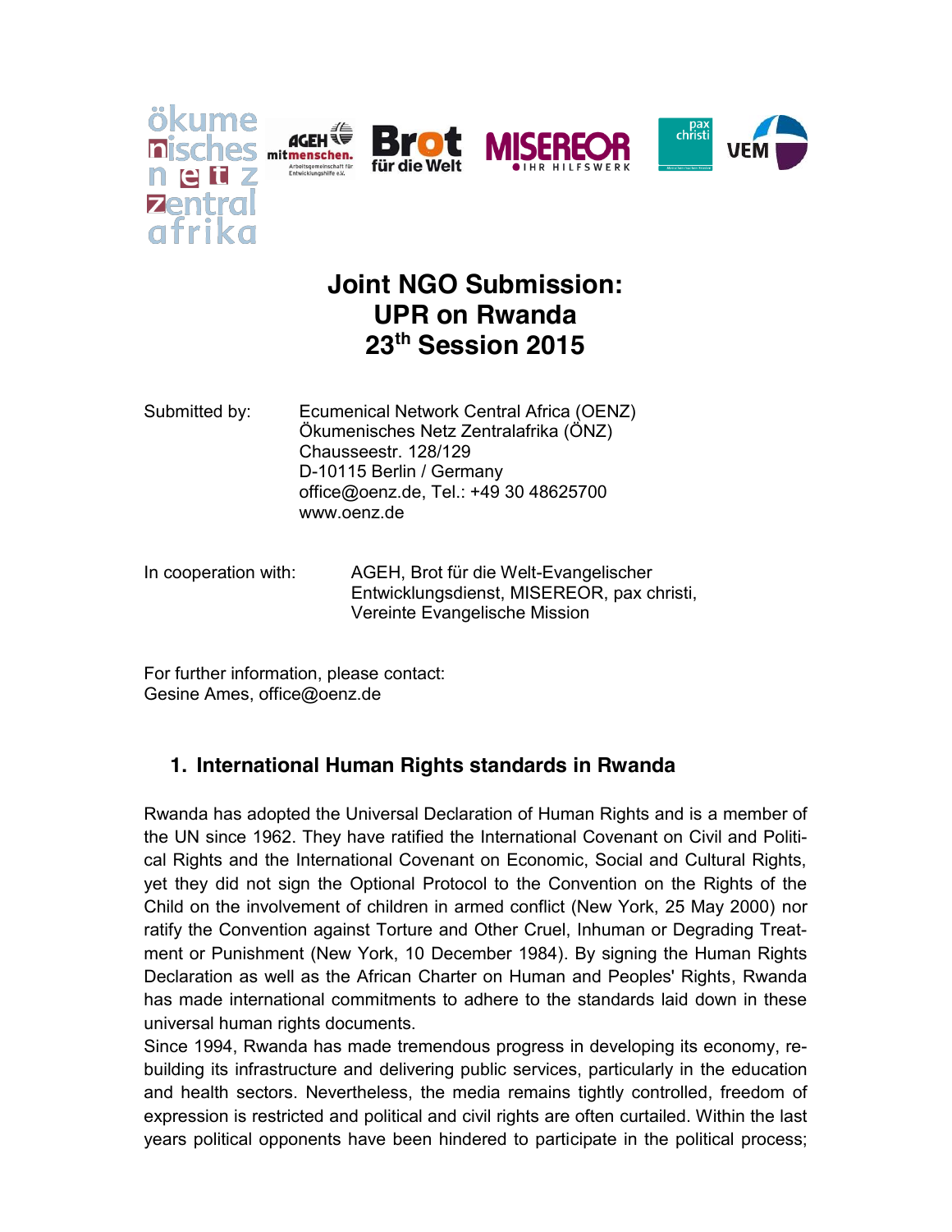# Joint NGO Submission:
# UPR on Rwanda
# 23th Session 2015

Submitted by: Ecumenical Network Central Africa (OENZ)
Ökumenisches Netz Zentralafrika (ÖNZ)
Chausseestr. 128/129
D-10115 Berlin / Germany
office@oenz.de, Tel.: +49 30 48625700
www.oenz.de

In cooperation with: AGEH, Brot für die Welt-Evangelischer Entwicklungsdienst, MISEREOR, pax christi, Vereinte Evangelische Mission

For further information, please contact:
Gesine Ames, office@oenz.de

## 1. International Human Rights standards in Rwanda

Rwanda has adopted the Universal Declaration of Human Rights and is a member of the UN since 1962. They have ratified the International Covenant on Civil and Political Rights and the International Covenant on Economic, Social and Cultural Rights, yet they did not sign the Optional Protocol to the Convention on the Rights of the Child on the involvement of children in armed conflict (New York, 25 May 2000) nor ratify the Convention against Torture and Other Cruel, Inhuman or Degrading Treatment or Punishment (New York, 10 December 1984). By signing the Human Rights Declaration as well as the African Charter on Human and Peoples' Rights, Rwanda has made international commitments to adhere to the standards laid down in these universal human rights documents.

Since 1994, Rwanda has made tremendous progress in developing its economy, rebuilding its infrastructure and delivering public services, particularly in the education and health sectors. Nevertheless, the media remains tightly controlled, freedom of expression is restricted and political and civil rights are often curtailed. Within the last years political opponents have been hindered to participate in the political process;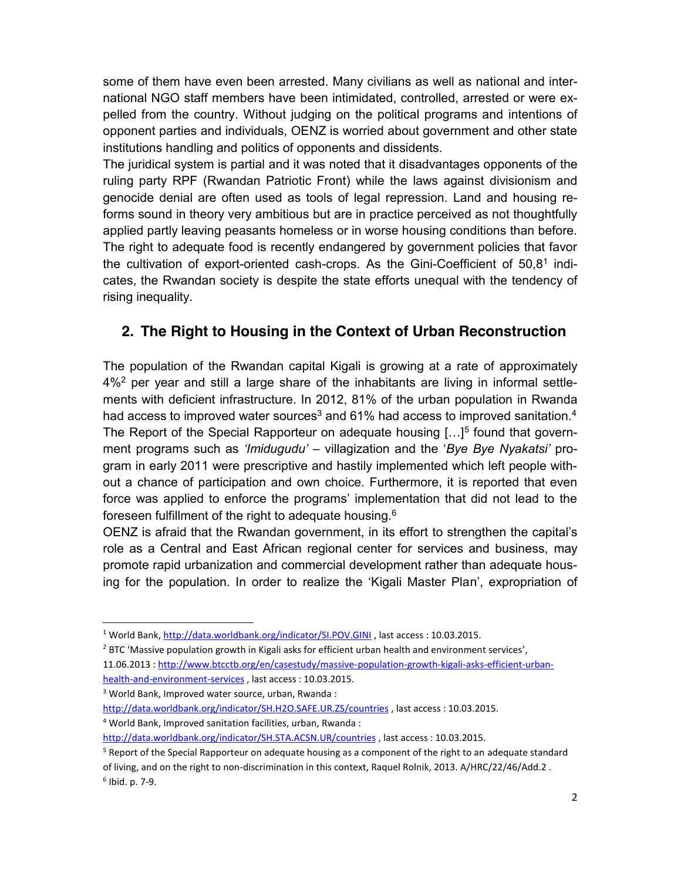some of them have even been arrested. Many civilians as well as national and international NGO staff members have been intimidated, controlled, arrested or were expelled from the country. Without judging on the political programs and intentions of opponent parties and individuals, OENZ is worried about government and other state institutions handling and politics of opponents and dissidents.

The juridical system is partial and it was noted that it disadvantages opponents of the ruling party RPF (Rwandan Patriotic Front) while the laws against divisionism and genocide denial are often used as tools of legal repression. Land and housing reforms sound in theory very ambitious but are in practice perceived as not thoughtfully applied partly leaving peasants homeless or in worse housing conditions than before. The right to adequate food is recently endangered by government policies that favor the cultivation of export-oriented cash-crops. As the Gini-Coefficient of 50,8[1] indicates, the Rwandan society is despite the state efforts unequal with the tendency of rising inequality.

## 2. The Right to Housing in the Context of Urban Reconstruction

The population of the Rwandan capital Kigali is growing at a rate of approximately 4%[2] per year and still a large share of the inhabitants are living in informal settlements with deficient infrastructure. In 2012, 81% of the urban population in Rwanda had access to improved water sources[3] and 61% had access to improved sanitation.[4] The Report of the Special Rapporteur on adequate housing […][5] found that government programs such as *'Imidugudu'* – villagization and the '*Bye Bye Nyakatsi'* program in early 2011 were prescriptive and hastily implemented which left people without a chance of participation and own choice. Furthermore, it is reported that even force was applied to enforce the programs' implementation that did not lead to the foreseen fulfillment of the right to adequate housing.[6]

OENZ is afraid that the Rwandan government, in its effort to strengthen the capital's role as a Central and East African regional center for services and business, may promote rapid urbanization and commercial development rather than adequate housing for the population. In order to realize the 'Kigali Master Plan', expropriation of

---

[1] World Bank, http://data.worldbank.org/indicator/SI.POV.GINI , last access : 10.03.2015.

[2] BTC 'Massive population growth in Kigali asks for efficient urban health and environment services', 11.06.2013 : http://www.btcctb.org/en/casestudy/massive-population-growth-kigali-asks-efficient-urban-health-and-environment-services , last access : 10.03.2015.

[3] World Bank, Improved water source, urban, Rwanda : http://data.worldbank.org/indicator/SH.H2O.SAFE.UR.ZS/countries , last access : 10.03.2015.

[4] World Bank, Improved sanitation facilities, urban, Rwanda : http://data.worldbank.org/indicator/SH.STA.ACSN.UR/countries , last access : 10.03.2015.

[5] Report of the Special Rapporteur on adequate housing as a component of the right to an adequate standard of living, and on the right to non-discrimination in this context, Raquel Rolnik, 2013. A/HRC/22/46/Add.2 .

[6] Ibid. p. 7-9.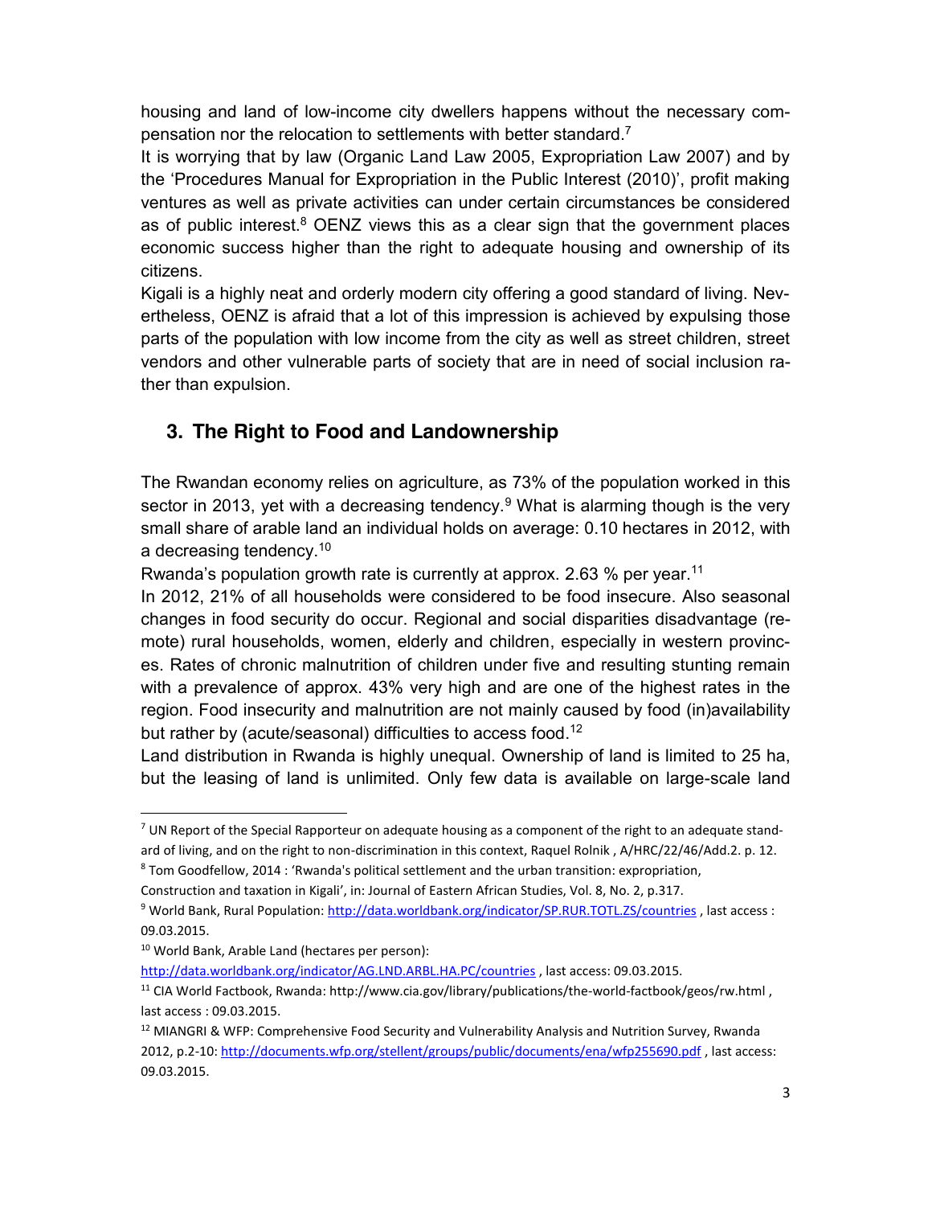housing and land of low-income city dwellers happens without the necessary compensation nor the relocation to settlements with better standard.[7]

It is worrying that by law (Organic Land Law 2005, Expropriation Law 2007) and by the 'Procedures Manual for Expropriation in the Public Interest (2010)', profit making ventures as well as private activities can under certain circumstances be considered as of public interest.[8] OENZ views this as a clear sign that the government places economic success higher than the right to adequate housing and ownership of its citizens.

Kigali is a highly neat and orderly modern city offering a good standard of living. Nevertheless, OENZ is afraid that a lot of this impression is achieved by expulsing those parts of the population with low income from the city as well as street children, street vendors and other vulnerable parts of society that are in need of social inclusion rather than expulsion.

## 3. The Right to Food and Landownership

The Rwandan economy relies on agriculture, as 73% of the population worked in this sector in 2013, yet with a decreasing tendency.[9] What is alarming though is the very small share of arable land an individual holds on average: 0.10 hectares in 2012, with a decreasing tendency.[10]

Rwanda's population growth rate is currently at approx. 2.63 % per year.[11]

In 2012, 21% of all households were considered to be food insecure. Also seasonal changes in food security do occur. Regional and social disparities disadvantage (remote) rural households, women, elderly and children, especially in western provinces. Rates of chronic malnutrition of children under five and resulting stunting remain with a prevalence of approx. 43% very high and are one of the highest rates in the region. Food insecurity and malnutrition are not mainly caused by food (in)availability but rather by (acute/seasonal) difficulties to access food.[12]

Land distribution in Rwanda is highly unequal. Ownership of land is limited to 25 ha, but the leasing of land is unlimited. Only few data is available on large-scale land

---

[7] UN Report of the Special Rapporteur on adequate housing as a component of the right to an adequate standard of living, and on the right to non-discrimination in this context, Raquel Rolnik , A/HRC/22/46/Add.2. p. 12.

[8] Tom Goodfellow, 2014 : 'Rwanda's political settlement and the urban transition: expropriation, Construction and taxation in Kigali', in: Journal of Eastern African Studies, Vol. 8, No. 2, p.317.

[9] World Bank, Rural Population: http://data.worldbank.org/indicator/SP.RUR.TOTL.ZS/countries , last access : 09.03.2015.

[10] World Bank, Arable Land (hectares per person): http://data.worldbank.org/indicator/AG.LND.ARBL.HA.PC/countries , last access: 09.03.2015.

[11] CIA World Factbook, Rwanda: http://www.cia.gov/library/publications/the-world-factbook/geos/rw.html , last access : 09.03.2015.

[12] MIANGRI & WFP: Comprehensive Food Security and Vulnerability Analysis and Nutrition Survey, Rwanda 2012, p.2-10: http://documents.wfp.org/stellent/groups/public/documents/ena/wfp255690.pdf , last access: 09.03.2015.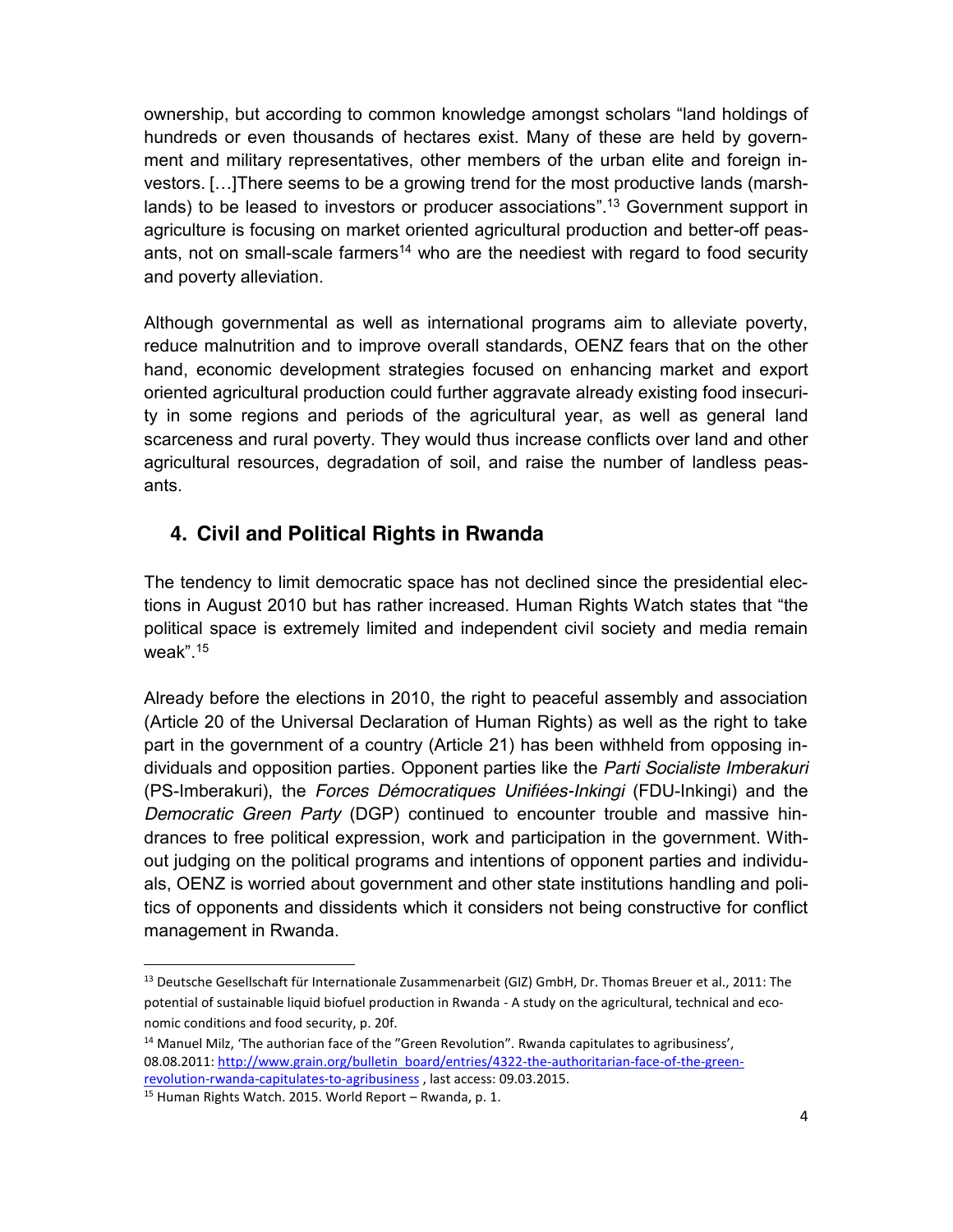ownership, but according to common knowledge amongst scholars "land holdings of hundreds or even thousands of hectares exist. Many of these are held by government and military representatives, other members of the urban elite and foreign investors. […]There seems to be a growing trend for the most productive lands (marshlands) to be leased to investors or producer associations".[13] Government support in agriculture is focusing on market oriented agricultural production and better-off peasants, not on small-scale farmers[14] who are the neediest with regard to food security and poverty alleviation.

Although governmental as well as international programs aim to alleviate poverty, reduce malnutrition and to improve overall standards, OENZ fears that on the other hand, economic development strategies focused on enhancing market and export oriented agricultural production could further aggravate already existing food insecurity in some regions and periods of the agricultural year, as well as general land scarceness and rural poverty. They would thus increase conflicts over land and other agricultural resources, degradation of soil, and raise the number of landless peasants.

## 4. Civil and Political Rights in Rwanda

The tendency to limit democratic space has not declined since the presidential elections in August 2010 but has rather increased. Human Rights Watch states that "the political space is extremely limited and independent civil society and media remain weak".[15]

Already before the elections in 2010, the right to peaceful assembly and association (Article 20 of the Universal Declaration of Human Rights) as well as the right to take part in the government of a country (Article 21) has been withheld from opposing individuals and opposition parties. Opponent parties like the *Parti Socialiste Imberakuri* (PS-Imberakuri), the *Forces Démocratiques Unifiées-Inkingi* (FDU-Inkingi) and the *Democratic Green Party* (DGP) continued to encounter trouble and massive hindrances to free political expression, work and participation in the government. Without judging on the political programs and intentions of opponent parties and individuals, OENZ is worried about government and other state institutions handling and politics of opponents and dissidents which it considers not being constructive for conflict management in Rwanda.

---

[13] Deutsche Gesellschaft für Internationale Zusammenarbeit (GIZ) GmbH, Dr. Thomas Breuer et al., 2011: The potential of sustainable liquid biofuel production in Rwanda - A study on the agricultural, technical and economic conditions and food security, p. 20f.

[14] Manuel Milz, 'The authorian face of the "Green Revolution". Rwanda capitulates to agribusiness', 08.08.2011: http://www.grain.org/bulletin_board/entries/4322-the-authoritarian-face-of-the-green-revolution-rwanda-capitulates-to-agribusiness , last access: 09.03.2015.

[15] Human Rights Watch. 2015. World Report – Rwanda, p. 1.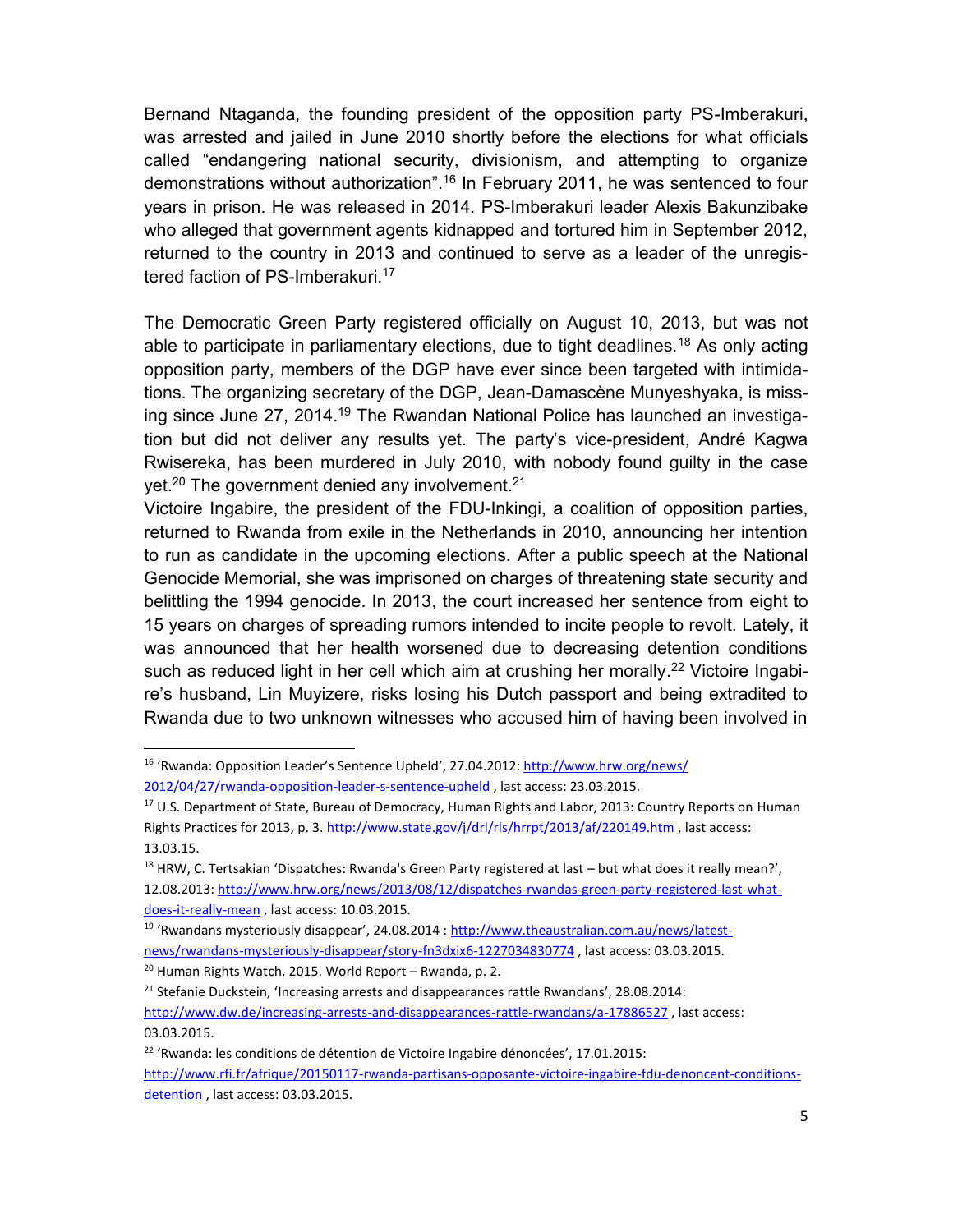Bernand Ntaganda, the founding president of the opposition party PS-Imberakuri, was arrested and jailed in June 2010 shortly before the elections for what officials called "endangering national security, divisionism, and attempting to organize demonstrations without authorization".[16] In February 2011, he was sentenced to four years in prison. He was released in 2014. PS-Imberakuri leader Alexis Bakunzibake who alleged that government agents kidnapped and tortured him in September 2012, returned to the country in 2013 and continued to serve as a leader of the unregistered faction of PS-Imberakuri.[17]

The Democratic Green Party registered officially on August 10, 2013, but was not able to participate in parliamentary elections, due to tight deadlines.[18] As only acting opposition party, members of the DGP have ever since been targeted with intimidations. The organizing secretary of the DGP, Jean-Damascène Munyeshyaka, is missing since June 27, 2014.[19] The Rwandan National Police has launched an investigation but did not deliver any results yet. The party's vice-president, André Kagwa Rwisereka, has been murdered in July 2010, with nobody found guilty in the case yet.[20] The government denied any involvement.[21]

Victoire Ingabire, the president of the FDU-Inkingi, a coalition of opposition parties, returned to Rwanda from exile in the Netherlands in 2010, announcing her intention to run as candidate in the upcoming elections. After a public speech at the National Genocide Memorial, she was imprisoned on charges of threatening state security and belittling the 1994 genocide. In 2013, the court increased her sentence from eight to 15 years on charges of spreading rumors intended to incite people to revolt. Lately, it was announced that her health worsened due to decreasing detention conditions such as reduced light in her cell which aim at crushing her morally.[22] Victoire Ingabire's husband, Lin Muyizere, risks losing his Dutch passport and being extradited to Rwanda due to two unknown witnesses who accused him of having been involved in

---

[16] 'Rwanda: Opposition Leader's Sentence Upheld', 27.04.2012: http://www.hrw.org/news/2012/04/27/rwanda-opposition-leader-s-sentence-upheld , last access: 23.03.2015.

[17] U.S. Department of State, Bureau of Democracy, Human Rights and Labor, 2013: Country Reports on Human Rights Practices for 2013, p. 3. http://www.state.gov/j/drl/rls/hrrpt/2013/af/220149.htm , last access: 13.03.15.

[18] HRW, C. Tertsakian 'Dispatches: Rwanda's Green Party registered at last – but what does it really mean?', 12.08.2013: http://www.hrw.org/news/2013/08/12/dispatches-rwandas-green-party-registered-last-what-does-it-really-mean , last access: 10.03.2015.

[19] 'Rwandans mysteriously disappear', 24.08.2014 : http://www.theaustralian.com.au/news/latest-news/rwandans-mysteriously-disappear/story-fn3dxix6-1227034830774 , last access: 03.03.2015.

[20] Human Rights Watch. 2015. World Report – Rwanda, p. 2.

[21] Stefanie Duckstein, 'Increasing arrests and disappearances rattle Rwandans', 28.08.2014: http://www.dw.de/increasing-arrests-and-disappearances-rattle-rwandans/a-17886527 , last access: 03.03.2015.

[22] 'Rwanda: les conditions de détention de Victoire Ingabire dénoncées', 17.01.2015: http://www.rfi.fr/afrique/20150117-rwanda-partisans-opposante-victoire-ingabire-fdu-denoncent-conditions-detention , last access: 03.03.2015.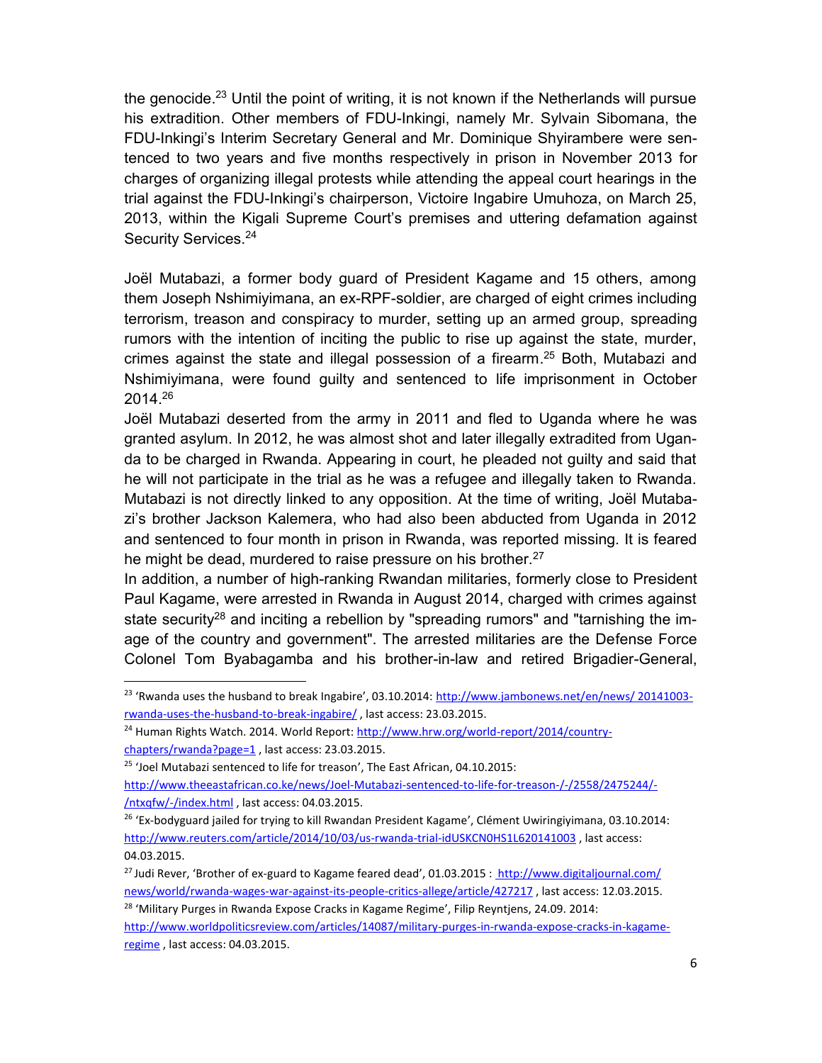the genocide.[23] Until the point of writing, it is not known if the Netherlands will pursue his extradition. Other members of FDU-Inkingi, namely Mr. Sylvain Sibomana, the FDU-Inkingi's Interim Secretary General and Mr. Dominique Shyirambere were sentenced to two years and five months respectively in prison in November 2013 for charges of organizing illegal protests while attending the appeal court hearings in the trial against the FDU-Inkingi's chairperson, Victoire Ingabire Umuhoza, on March 25, 2013, within the Kigali Supreme Court's premises and uttering defamation against Security Services.[24]

Joël Mutabazi, a former body guard of President Kagame and 15 others, among them Joseph Nshimiyimana, an ex-RPF-soldier, are charged of eight crimes including terrorism, treason and conspiracy to murder, setting up an armed group, spreading rumors with the intention of inciting the public to rise up against the state, murder, crimes against the state and illegal possession of a firearm.[25] Both, Mutabazi and Nshimiyimana, were found guilty and sentenced to life imprisonment in October 2014.[26]

Joël Mutabazi deserted from the army in 2011 and fled to Uganda where he was granted asylum. In 2012, he was almost shot and later illegally extradited from Uganda to be charged in Rwanda. Appearing in court, he pleaded not guilty and said that he will not participate in the trial as he was a refugee and illegally taken to Rwanda. Mutabazi is not directly linked to any opposition. At the time of writing, Joël Mutabazi's brother Jackson Kalemera, who had also been abducted from Uganda in 2012 and sentenced to four month in prison in Rwanda, was reported missing. It is feared he might be dead, murdered to raise pressure on his brother.[27]

In addition, a number of high-ranking Rwandan militaries, formerly close to President Paul Kagame, were arrested in Rwanda in August 2014, charged with crimes against state security[28] and inciting a rebellion by "spreading rumors" and "tarnishing the image of the country and government". The arrested militaries are the Defense Force Colonel Tom Byabagamba and his brother-in-law and retired Brigadier-General,

---

[23] 'Rwanda uses the husband to break Ingabire', 03.10.2014: http://www.jambonews.net/en/news/ 20141003-rwanda-uses-the-husband-to-break-ingabire/ , last access: 23.03.2015.

[24] Human Rights Watch. 2014. World Report: http://www.hrw.org/world-report/2014/country-chapters/rwanda?page=1 , last access: 23.03.2015.

[25] 'Joel Mutabazi sentenced to life for treason', The East African, 04.10.2015: http://www.theeastafrican.co.ke/news/Joel-Mutabazi-sentenced-to-life-for-treason-/-/2558/2475244/-/ntxqfw/-/index.html , last access: 04.03.2015.

[26] 'Ex-bodyguard jailed for trying to kill Rwandan President Kagame', Clément Uwiringiyimana, 03.10.2014: http://www.reuters.com/article/2014/10/03/us-rwanda-trial-idUSKCN0HS1L620141003 , last access: 04.03.2015.

[27] Judi Rever, 'Brother of ex-guard to Kagame feared dead', 01.03.2015 : http://www.digitaljournal.com/news/world/rwanda-wages-war-against-its-people-critics-allege/article/427217 , last access: 12.03.2015.

[28] 'Military Purges in Rwanda Expose Cracks in Kagame Regime', Filip Reyntjens, 24.09. 2014: http://www.worldpoliticsreview.com/articles/14087/military-purges-in-rwanda-expose-cracks-in-kagame-regime , last access: 04.03.2015.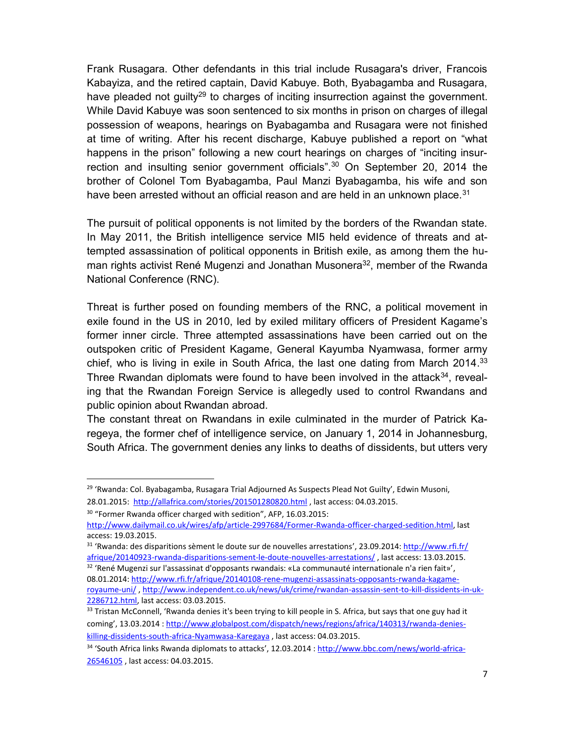Frank Rusagara. Other defendants in this trial include Rusagara's driver, Francois Kabayiza, and the retired captain, David Kabuye. Both, Byabagamba and Rusagara, have pleaded not guilty[29] to charges of inciting insurrection against the government. While David Kabuye was soon sentenced to six months in prison on charges of illegal possession of weapons, hearings on Byabagamba and Rusagara were not finished at time of writing. After his recent discharge, Kabuye published a report on "what happens in the prison" following a new court hearings on charges of "inciting insurrection and insulting senior government officials".[30] On September 20, 2014 the brother of Colonel Tom Byabagamba, Paul Manzi Byabagamba, his wife and son have been arrested without an official reason and are held in an unknown place.[31]

The pursuit of political opponents is not limited by the borders of the Rwandan state. In May 2011, the British intelligence service MI5 held evidence of threats and attempted assassination of political opponents in British exile, as among them the human rights activist René Mugenzi and Jonathan Musonera[32], member of the Rwanda National Conference (RNC).

Threat is further posed on founding members of the RNC, a political movement in exile found in the US in 2010, led by exiled military officers of President Kagame's former inner circle. Three attempted assassinations have been carried out on the outspoken critic of President Kagame, General Kayumba Nyamwasa, former army chief, who is living in exile in South Africa, the last one dating from March 2014.[33] Three Rwandan diplomats were found to have been involved in the attack[34], revealing that the Rwandan Foreign Service is allegedly used to control Rwandans and public opinion about Rwandan abroad.

The constant threat on Rwandans in exile culminated in the murder of Patrick Karegeya, the former chef of intelligence service, on January 1, 2014 in Johannesburg, South Africa. The government denies any links to deaths of dissidents, but utters very

---

[29] 'Rwanda: Col. Byabagamba, Rusagara Trial Adjourned As Suspects Plead Not Guilty', Edwin Musoni, 28.01.2015: http://allafrica.com/stories/201501280820.html , last access: 04.03.2015.

[30] "Former Rwanda officer charged with sedition", AFP, 16.03.2015: http://www.dailymail.co.uk/wires/afp/article-2997684/Former-Rwanda-officer-charged-sedition.html, last access: 19.03.2015.

[31] 'Rwanda: des disparitions sèment le doute sur de nouvelles arrestations', 23.09.2014: http://www.rfi.fr/afrique/20140923-rwanda-disparitions-sement-le-doute-nouvelles-arrestations/ , last access: 13.03.2015.

[32] 'René Mugenzi sur l'assassinat d'opposants rwandais: «La communauté internationale n'a rien fait»', 08.01.2014: http://www.rfi.fr/afrique/20140108-rene-mugenzi-assassinats-opposants-rwanda-kagame-royaume-uni/ , http://www.independent.co.uk/news/uk/crime/rwandan-assassin-sent-to-kill-dissidents-in-uk-2286712.html, last access: 03.03.2015.

[33] Tristan McConnell, 'Rwanda denies it's been trying to kill people in S. Africa, but says that one guy had it coming', 13.03.2014 : http://www.globalpost.com/dispatch/news/regions/africa/140313/rwanda-denies-killing-dissidents-south-africa-Nyamwasa-Karegaya , last access: 04.03.2015.

[34] 'South Africa links Rwanda diplomats to attacks', 12.03.2014 : http://www.bbc.com/news/world-africa-26546105 , last access: 04.03.2015.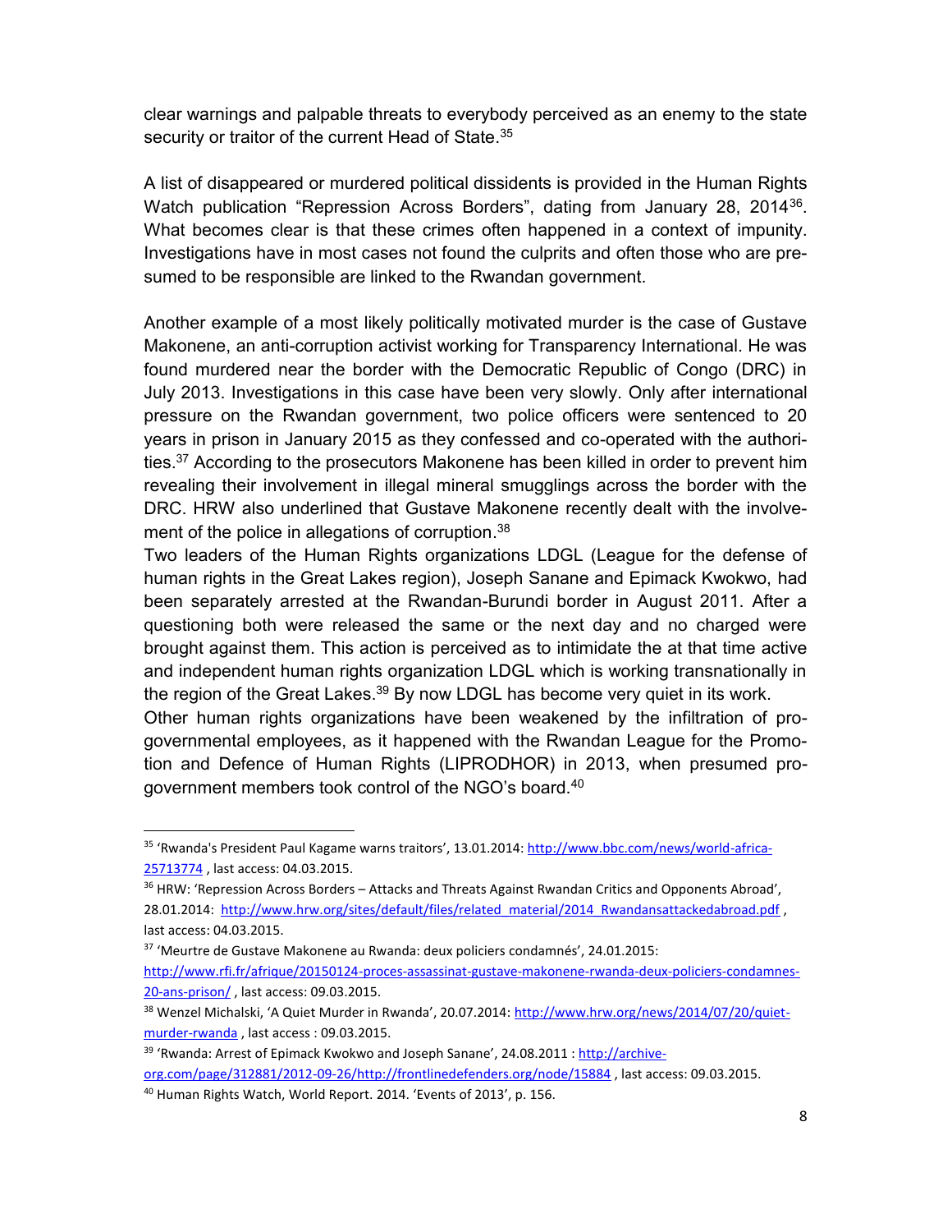clear warnings and palpable threats to everybody perceived as an enemy to the state security or traitor of the current Head of State.[35]

A list of disappeared or murdered political dissidents is provided in the Human Rights Watch publication "Repression Across Borders", dating from January 28, 2014[36]. What becomes clear is that these crimes often happened in a context of impunity. Investigations have in most cases not found the culprits and often those who are presumed to be responsible are linked to the Rwandan government.

Another example of a most likely politically motivated murder is the case of Gustave Makonene, an anti-corruption activist working for Transparency International. He was found murdered near the border with the Democratic Republic of Congo (DRC) in July 2013. Investigations in this case have been very slowly. Only after international pressure on the Rwandan government, two police officers were sentenced to 20 years in prison in January 2015 as they confessed and co-operated with the authorities.[37] According to the prosecutors Makonene has been killed in order to prevent him revealing their involvement in illegal mineral smugglings across the border with the DRC. HRW also underlined that Gustave Makonene recently dealt with the involvement of the police in allegations of corruption.[38]

Two leaders of the Human Rights organizations LDGL (League for the defense of human rights in the Great Lakes region), Joseph Sanane and Epimack Kwokwo, had been separately arrested at the Rwandan-Burundi border in August 2011. After a questioning both were released the same or the next day and no charged were brought against them. This action is perceived as to intimidate the at that time active and independent human rights organization LDGL which is working transnationally in the region of the Great Lakes.[39] By now LDGL has become very quiet in its work.

Other human rights organizations have been weakened by the infiltration of pro-governmental employees, as it happened with the Rwandan League for the Promotion and Defence of Human Rights (LIPRODHOR) in 2013, when presumed pro-government members took control of the NGO's board.[40]

---

[35] 'Rwanda's President Paul Kagame warns traitors', 13.01.2014: http://www.bbc.com/news/world-africa-25713774 , last access: 04.03.2015.

[36] HRW: 'Repression Across Borders – Attacks and Threats Against Rwandan Critics and Opponents Abroad', 28.01.2014: http://www.hrw.org/sites/default/files/related_material/2014_Rwandansattackedabroad.pdf , last access: 04.03.2015.

[37] 'Meurtre de Gustave Makonene au Rwanda: deux policiers condamnés', 24.01.2015: http://www.rfi.fr/afrique/20150124-proces-assassinat-gustave-makonene-rwanda-deux-policiers-condamnes-20-ans-prison/ , last access: 09.03.2015.

[38] Wenzel Michalski, 'A Quiet Murder in Rwanda', 20.07.2014: http://www.hrw.org/news/2014/07/20/quiet-murder-rwanda , last access : 09.03.2015.

[39] 'Rwanda: Arrest of Epimack Kwokwo and Joseph Sanane', 24.08.2011 : http://archive-org.com/page/312881/2012-09-26/http://frontlinedefenders.org/node/15884 , last access: 09.03.2015.

[40] Human Rights Watch, World Report. 2014. 'Events of 2013', p. 156.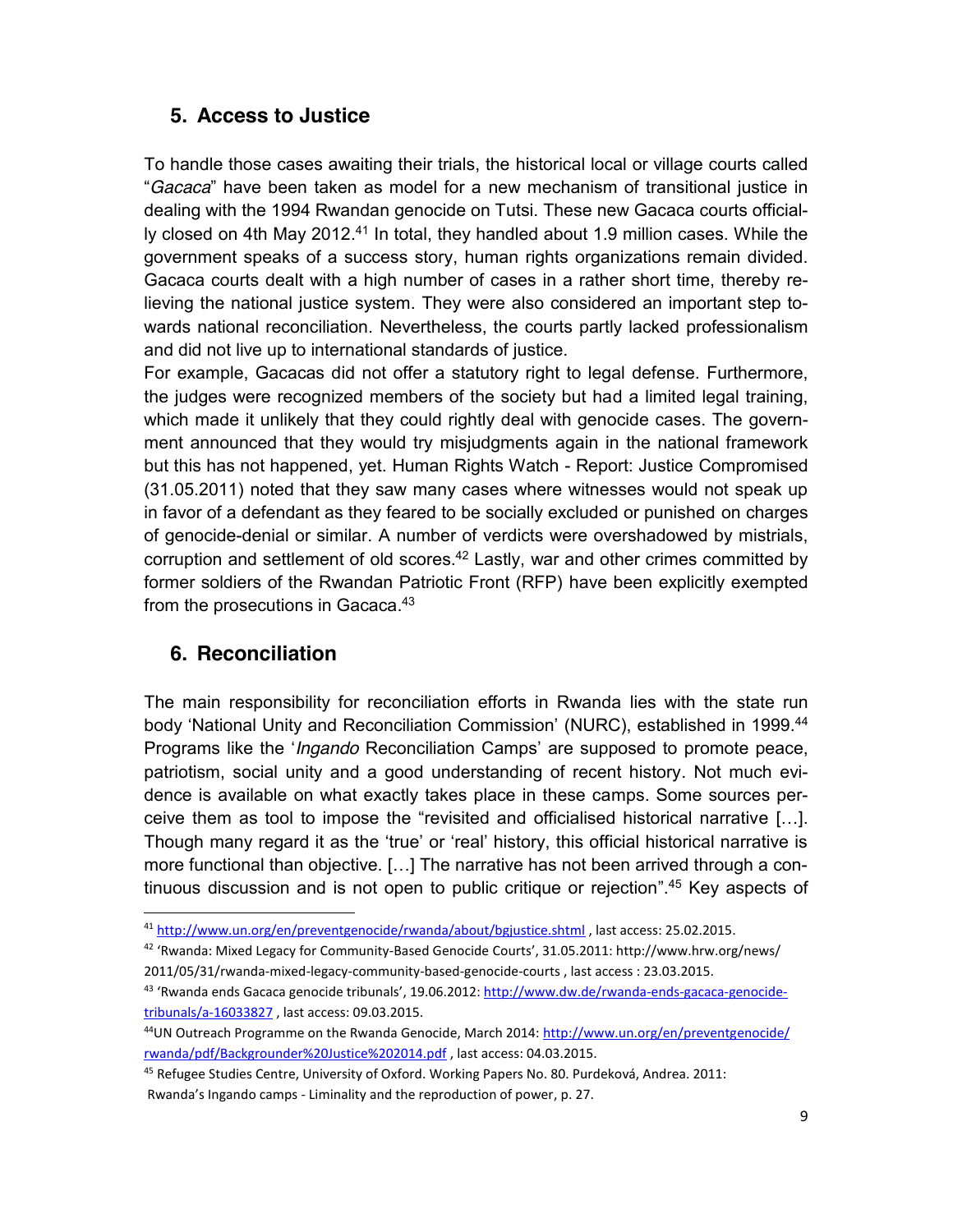## 5. Access to Justice

To handle those cases awaiting their trials, the historical local or village courts called "*Gacaca*" have been taken as model for a new mechanism of transitional justice in dealing with the 1994 Rwandan genocide on Tutsi. These new Gacaca courts officially closed on 4th May 2012.[41] In total, they handled about 1.9 million cases. While the government speaks of a success story, human rights organizations remain divided. Gacaca courts dealt with a high number of cases in a rather short time, thereby relieving the national justice system. They were also considered an important step towards national reconciliation. Nevertheless, the courts partly lacked professionalism and did not live up to international standards of justice.

For example, Gacacas did not offer a statutory right to legal defense. Furthermore, the judges were recognized members of the society but had a limited legal training, which made it unlikely that they could rightly deal with genocide cases. The government announced that they would try misjudgments again in the national framework but this has not happened, yet. Human Rights Watch - Report: Justice Compromised (31.05.2011) noted that they saw many cases where witnesses would not speak up in favor of a defendant as they feared to be socially excluded or punished on charges of genocide-denial or similar. A number of verdicts were overshadowed by mistrials, corruption and settlement of old scores.[42] Lastly, war and other crimes committed by former soldiers of the Rwandan Patriotic Front (RFP) have been explicitly exempted from the prosecutions in Gacaca.[43]

## 6. Reconciliation

The main responsibility for reconciliation efforts in Rwanda lies with the state run body 'National Unity and Reconciliation Commission' (NURC), established in 1999.[44] Programs like the '*Ingando* Reconciliation Camps' are supposed to promote peace, patriotism, social unity and a good understanding of recent history. Not much evidence is available on what exactly takes place in these camps. Some sources perceive them as tool to impose the "revisited and officialised historical narrative […]. Though many regard it as the 'true' or 'real' history, this official historical narrative is more functional than objective. […] The narrative has not been arrived through a continuous discussion and is not open to public critique or rejection".[45] Key aspects of

---

[41] http://www.un.org/en/preventgenocide/rwanda/about/bgjustice.shtml , last access: 25.02.2015.

[42] 'Rwanda: Mixed Legacy for Community-Based Genocide Courts', 31.05.2011: http://www.hrw.org/news/2011/05/31/rwanda-mixed-legacy-community-based-genocide-courts , last access : 23.03.2015.

[43] 'Rwanda ends Gacaca genocide tribunals', 19.06.2012: http://www.dw.de/rwanda-ends-gacaca-genocide-tribunals/a-16033827 , last access: 09.03.2015.

[44] UN Outreach Programme on the Rwanda Genocide, March 2014: http://www.un.org/en/preventgenocide/rwanda/pdf/Backgrounder%20Justice%202014.pdf , last access: 04.03.2015.

[45] Refugee Studies Centre, University of Oxford. Working Papers No. 80. Purdeková, Andrea. 2011: Rwanda's Ingando camps - Liminality and the reproduction of power, p. 27.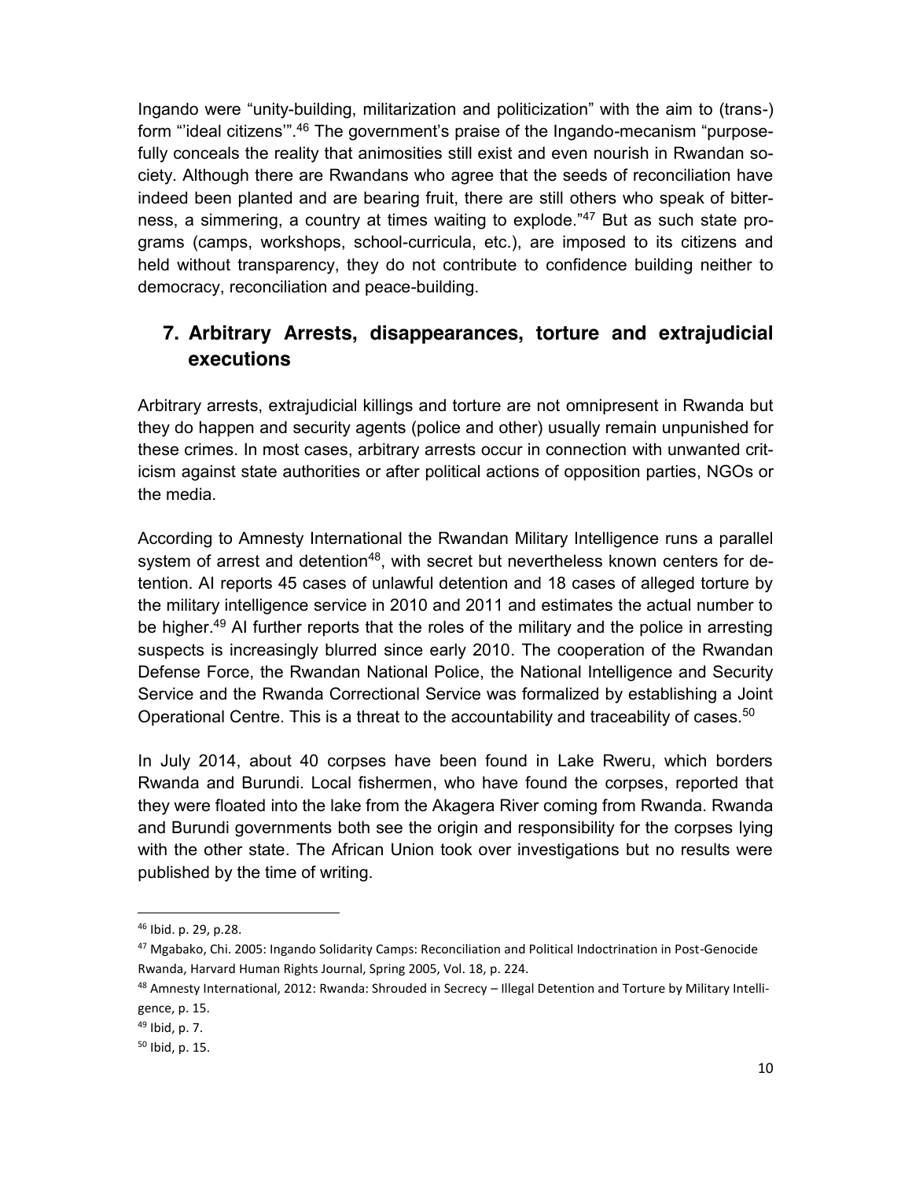Ingando were "unity-building, militarization and politicization" with the aim to (trans-) form "'ideal citizens'".[46] The government's praise of the Ingando-mecanism "purposefully conceals the reality that animosities still exist and even nourish in Rwandan society. Although there are Rwandans who agree that the seeds of reconciliation have indeed been planted and are bearing fruit, there are still others who speak of bitterness, a simmering, a country at times waiting to explode."[47] But as such state programs (camps, workshops, school-curricula, etc.), are imposed to its citizens and held without transparency, they do not contribute to confidence building neither to democracy, reconciliation and peace-building.

## 7. Arbitrary Arrests, disappearances, torture and extrajudicial executions

Arbitrary arrests, extrajudicial killings and torture are not omnipresent in Rwanda but they do happen and security agents (police and other) usually remain unpunished for these crimes. In most cases, arbitrary arrests occur in connection with unwanted criticism against state authorities or after political actions of opposition parties, NGOs or the media.

According to Amnesty International the Rwandan Military Intelligence runs a parallel system of arrest and detention[48], with secret but nevertheless known centers for detention. AI reports 45 cases of unlawful detention and 18 cases of alleged torture by the military intelligence service in 2010 and 2011 and estimates the actual number to be higher.[49] AI further reports that the roles of the military and the police in arresting suspects is increasingly blurred since early 2010. The cooperation of the Rwandan Defense Force, the Rwandan National Police, the National Intelligence and Security Service and the Rwanda Correctional Service was formalized by establishing a Joint Operational Centre. This is a threat to the accountability and traceability of cases.[50]

In July 2014, about 40 corpses have been found in Lake Rweru, which borders Rwanda and Burundi. Local fishermen, who have found the corpses, reported that they were floated into the lake from the Akagera River coming from Rwanda. Rwanda and Burundi governments both see the origin and responsibility for the corpses lying with the other state. The African Union took over investigations but no results were published by the time of writing.

---

[46] Ibid. p. 29, p.28.

[47] Mgabako, Chi. 2005: Ingando Solidarity Camps: Reconciliation and Political Indoctrination in Post-Genocide Rwanda, Harvard Human Rights Journal, Spring 2005, Vol. 18, p. 224.

[48] Amnesty International, 2012: Rwanda: Shrouded in Secrecy – Illegal Detention and Torture by Military Intelligence, p. 15.

[49] Ibid, p. 7.

[50] Ibid, p. 15.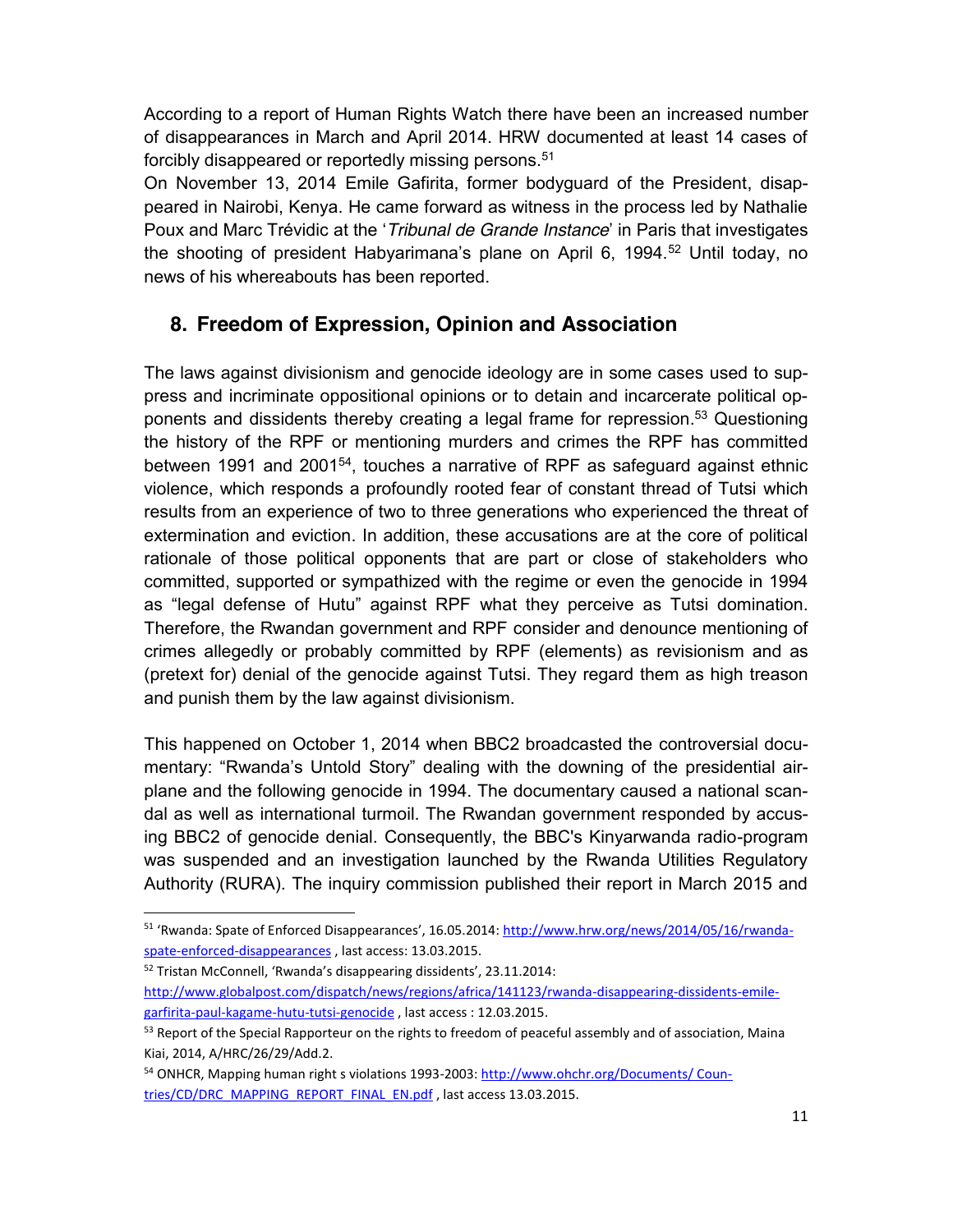According to a report of Human Rights Watch there have been an increased number of disappearances in March and April 2014. HRW documented at least 14 cases of forcibly disappeared or reportedly missing persons.[51]

On November 13, 2014 Emile Gafirita, former bodyguard of the President, disappeared in Nairobi, Kenya. He came forward as witness in the process led by Nathalie Poux and Marc Trévidic at the '*Tribunal de Grande Instance*' in Paris that investigates the shooting of president Habyarimana's plane on April 6, 1994.[52] Until today, no news of his whereabouts has been reported.

## 8. Freedom of Expression, Opinion and Association

The laws against divisionism and genocide ideology are in some cases used to suppress and incriminate oppositional opinions or to detain and incarcerate political opponents and dissidents thereby creating a legal frame for repression.[53] Questioning the history of the RPF or mentioning murders and crimes the RPF has committed between 1991 and 2001[54], touches a narrative of RPF as safeguard against ethnic violence, which responds a profoundly rooted fear of constant thread of Tutsi which results from an experience of two to three generations who experienced the threat of extermination and eviction. In addition, these accusations are at the core of political rationale of those political opponents that are part or close of stakeholders who committed, supported or sympathized with the regime or even the genocide in 1994 as "legal defense of Hutu" against RPF what they perceive as Tutsi domination. Therefore, the Rwandan government and RPF consider and denounce mentioning of crimes allegedly or probably committed by RPF (elements) as revisionism and as (pretext for) denial of the genocide against Tutsi. They regard them as high treason and punish them by the law against divisionism.

This happened on October 1, 2014 when BBC2 broadcasted the controversial documentary: "Rwanda's Untold Story" dealing with the downing of the presidential airplane and the following genocide in 1994. The documentary caused a national scandal as well as international turmoil. The Rwandan government responded by accusing BBC2 of genocide denial. Consequently, the BBC's Kinyarwanda radio-program was suspended and an investigation launched by the Rwanda Utilities Regulatory Authority (RURA). The inquiry commission published their report in March 2015 and

---

[51] 'Rwanda: Spate of Enforced Disappearances', 16.05.2014: http://www.hrw.org/news/2014/05/16/rwanda-spate-enforced-disappearances , last access: 13.03.2015.

[52] Tristan McConnell, 'Rwanda's disappearing dissidents', 23.11.2014: http://www.globalpost.com/dispatch/news/regions/africa/141123/rwanda-disappearing-dissidents-emile-garfirita-paul-kagame-hutu-tutsi-genocide , last access : 12.03.2015.

[53] Report of the Special Rapporteur on the rights to freedom of peaceful assembly and of association, Maina Kiai, 2014, A/HRC/26/29/Add.2.

[54] ONHCR, Mapping human right s violations 1993-2003: http://www.ohchr.org/Documents/ Countries/CD/DRC_MAPPING_REPORT_FINAL_EN.pdf , last access 13.03.2015.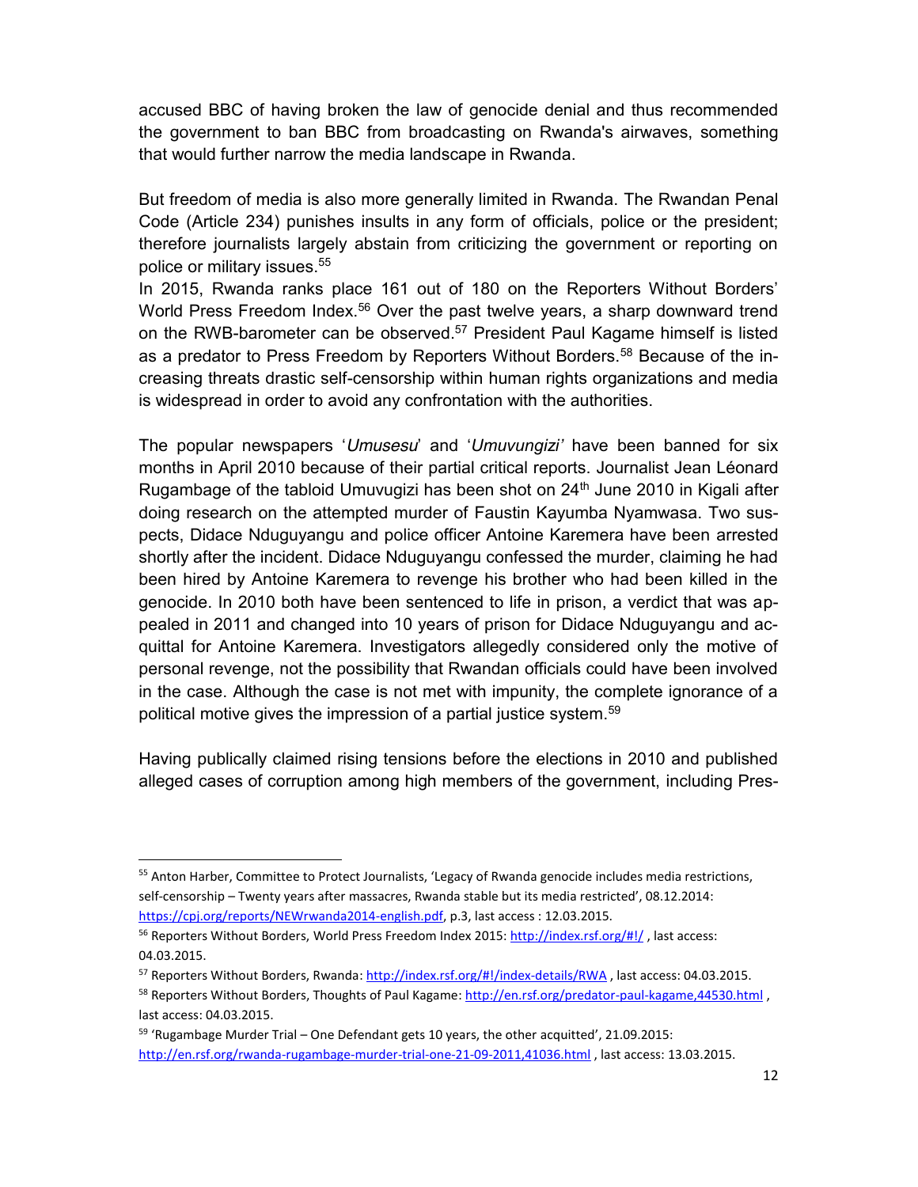accused BBC of having broken the law of genocide denial and thus recommended the government to ban BBC from broadcasting on Rwanda's airwaves, something that would further narrow the media landscape in Rwanda.

But freedom of media is also more generally limited in Rwanda. The Rwandan Penal Code (Article 234) punishes insults in any form of officials, police or the president; therefore journalists largely abstain from criticizing the government or reporting on police or military issues.[55]

In 2015, Rwanda ranks place 161 out of 180 on the Reporters Without Borders' World Press Freedom Index.[56] Over the past twelve years, a sharp downward trend on the RWB-barometer can be observed.[57] President Paul Kagame himself is listed as a predator to Press Freedom by Reporters Without Borders.[58] Because of the increasing threats drastic self-censorship within human rights organizations and media is widespread in order to avoid any confrontation with the authorities.

The popular newspapers '*Umusesu*' and '*Umuvungizi'* have been banned for six months in April 2010 because of their partial critical reports. Journalist Jean Léonard Rugambage of the tabloid Umuvugizi has been shot on 24th June 2010 in Kigali after doing research on the attempted murder of Faustin Kayumba Nyamwasa. Two suspects, Didace Nduguyangu and police officer Antoine Karemera have been arrested shortly after the incident. Didace Nduguyangu confessed the murder, claiming he had been hired by Antoine Karemera to revenge his brother who had been killed in the genocide. In 2010 both have been sentenced to life in prison, a verdict that was appealed in 2011 and changed into 10 years of prison for Didace Nduguyangu and acquittal for Antoine Karemera. Investigators allegedly considered only the motive of personal revenge, not the possibility that Rwandan officials could have been involved in the case. Although the case is not met with impunity, the complete ignorance of a political motive gives the impression of a partial justice system.[59]

Having publically claimed rising tensions before the elections in 2010 and published alleged cases of corruption among high members of the government, including Pres-

---

[55] Anton Harber, Committee to Protect Journalists, 'Legacy of Rwanda genocide includes media restrictions, self-censorship – Twenty years after massacres, Rwanda stable but its media restricted', 08.12.2014: https://cpj.org/reports/NEWrwanda2014-english.pdf, p.3, last access : 12.03.2015.

[56] Reporters Without Borders, World Press Freedom Index 2015: http://index.rsf.org/#!/ , last access: 04.03.2015.

[57] Reporters Without Borders, Rwanda: http://index.rsf.org/#!/index-details/RWA , last access: 04.03.2015.

[58] Reporters Without Borders, Thoughts of Paul Kagame: http://en.rsf.org/predator-paul-kagame,44530.html , last access: 04.03.2015.

[59] 'Rugambage Murder Trial – One Defendant gets 10 years, the other acquitted', 21.09.2015: http://en.rsf.org/rwanda-rugambage-murder-trial-one-21-09-2011,41036.html , last access: 13.03.2015.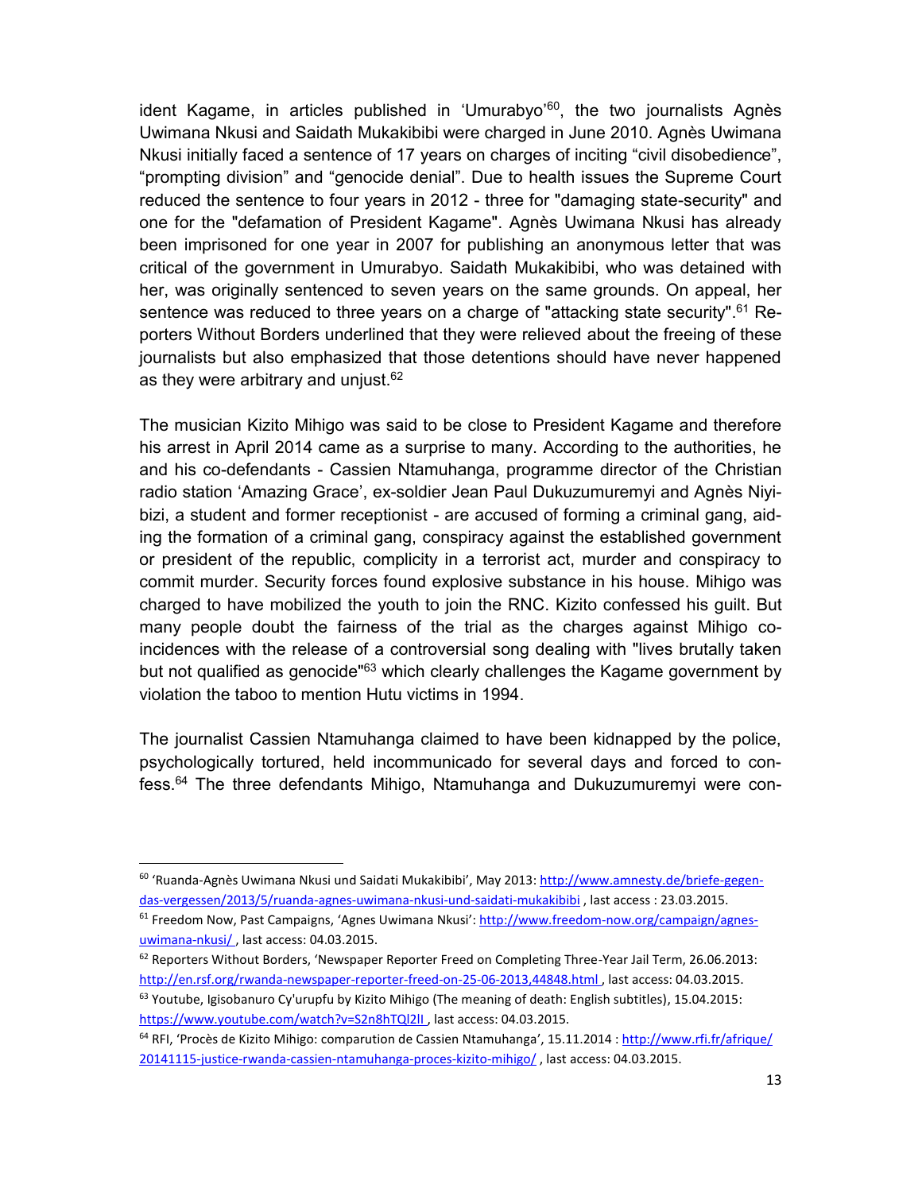ident Kagame, in articles published in 'Umurabyo'[60], the two journalists Agnès Uwimana Nkusi and Saidath Mukakibibi were charged in June 2010. Agnès Uwimana Nkusi initially faced a sentence of 17 years on charges of inciting "civil disobedience", "prompting division" and "genocide denial". Due to health issues the Supreme Court reduced the sentence to four years in 2012 - three for "damaging state-security" and one for the "defamation of President Kagame". Agnès Uwimana Nkusi has already been imprisoned for one year in 2007 for publishing an anonymous letter that was critical of the government in Umurabyo. Saidath Mukakibibi, who was detained with her, was originally sentenced to seven years on the same grounds. On appeal, her sentence was reduced to three years on a charge of "attacking state security".[61] Reporters Without Borders underlined that they were relieved about the freeing of these journalists but also emphasized that those detentions should have never happened as they were arbitrary and unjust.[62]

The musician Kizito Mihigo was said to be close to President Kagame and therefore his arrest in April 2014 came as a surprise to many. According to the authorities, he and his co-defendants - Cassien Ntamuhanga, programme director of the Christian radio station 'Amazing Grace', ex-soldier Jean Paul Dukuzumuremyi and Agnès Niyibizi, a student and former receptionist - are accused of forming a criminal gang, aiding the formation of a criminal gang, conspiracy against the established government or president of the republic, complicity in a terrorist act, murder and conspiracy to commit murder. Security forces found explosive substance in his house. Mihigo was charged to have mobilized the youth to join the RNC. Kizito confessed his guilt. But many people doubt the fairness of the trial as the charges against Mihigo coincidences with the release of a controversial song dealing with "lives brutally taken but not qualified as genocide"[63] which clearly challenges the Kagame government by violation the taboo to mention Hutu victims in 1994.

The journalist Cassien Ntamuhanga claimed to have been kidnapped by the police, psychologically tortured, held incommunicado for several days and forced to confess.[64] The three defendants Mihigo, Ntamuhanga and Dukuzumuremyi were con-

---

[60] 'Ruanda-Agnès Uwimana Nkusi und Saidati Mukakibibi', May 2013: http://www.amnesty.de/briefe-gegen-das-vergessen/2013/5/ruanda-agnes-uwimana-nkusi-und-saidati-mukakibibi , last access : 23.03.2015.

[61] Freedom Now, Past Campaigns, 'Agnes Uwimana Nkusi': http://www.freedom-now.org/campaign/agnes-uwimana-nkusi/ , last access: 04.03.2015.

[62] Reporters Without Borders, 'Newspaper Reporter Freed on Completing Three-Year Jail Term, 26.06.2013: http://en.rsf.org/rwanda-newspaper-reporter-freed-on-25-06-2013,44848.html , last access: 04.03.2015.

[63] Youtube, Igisobanuro Cy'urupfu by Kizito Mihigo (The meaning of death: English subtitles), 15.04.2015: https://www.youtube.com/watch?v=S2n8hTQl2lI , last access: 04.03.2015.

[64] RFI, 'Procès de Kizito Mihigo: comparution de Cassien Ntamuhanga', 15.11.2014 : http://www.rfi.fr/afrique/20141115-justice-rwanda-cassien-ntamuhanga-proces-kizito-mihigo/ , last access: 04.03.2015.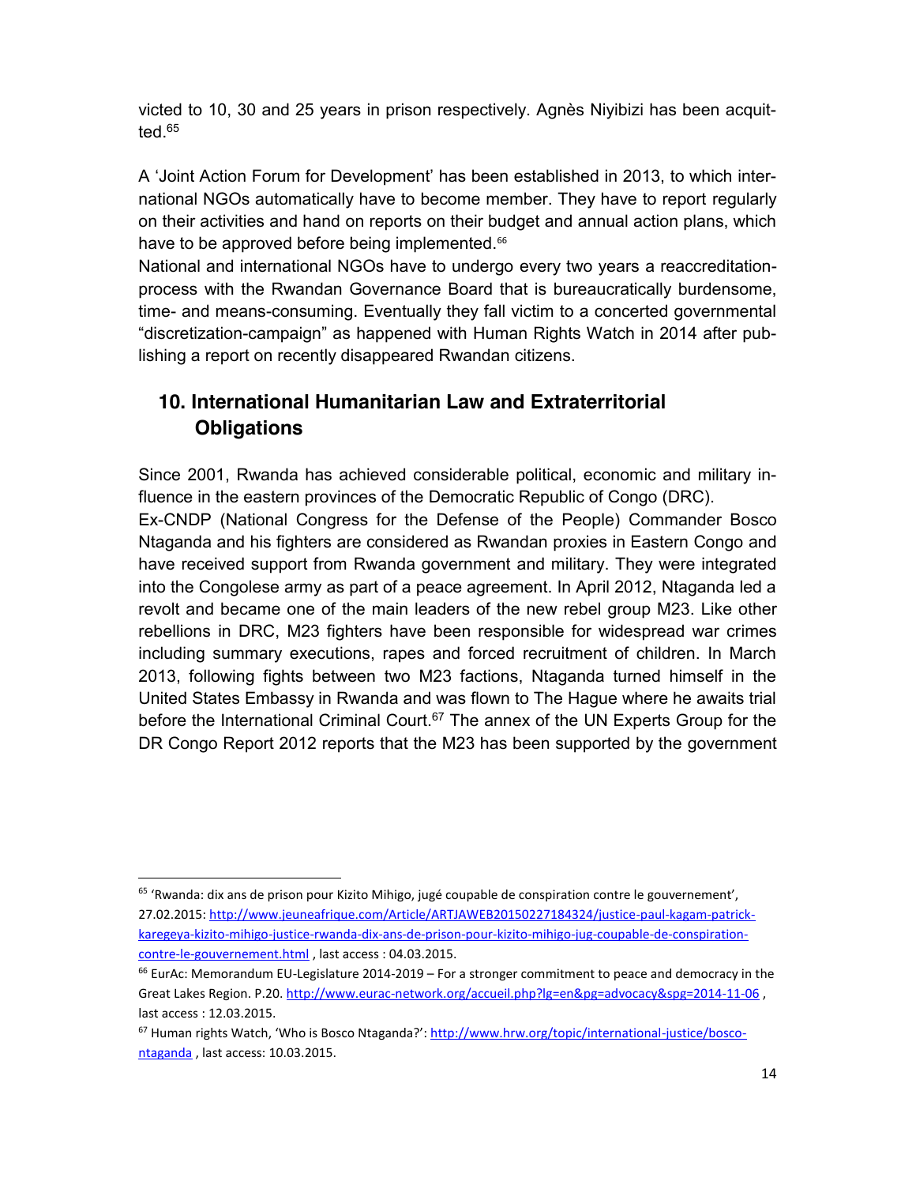victed to 10, 30 and 25 years in prison respectively. Agnès Niyibizi has been acquitted.[65]

A 'Joint Action Forum for Development' has been established in 2013, to which international NGOs automatically have to become member. They have to report regularly on their activities and hand on reports on their budget and annual action plans, which have to be approved before being implemented.[66]

National and international NGOs have to undergo every two years a reaccreditation-process with the Rwandan Governance Board that is bureaucratically burdensome, time- and means-consuming. Eventually they fall victim to a concerted governmental "discretization-campaign" as happened with Human Rights Watch in 2014 after publishing a report on recently disappeared Rwandan citizens.

## 10. International Humanitarian Law and Extraterritorial Obligations

Since 2001, Rwanda has achieved considerable political, economic and military influence in the eastern provinces of the Democratic Republic of Congo (DRC).

Ex-CNDP (National Congress for the Defense of the People) Commander Bosco Ntaganda and his fighters are considered as Rwandan proxies in Eastern Congo and have received support from Rwanda government and military. They were integrated into the Congolese army as part of a peace agreement. In April 2012, Ntaganda led a revolt and became one of the main leaders of the new rebel group M23. Like other rebellions in DRC, M23 fighters have been responsible for widespread war crimes including summary executions, rapes and forced recruitment of children. In March 2013, following fights between two M23 factions, Ntaganda turned himself in the United States Embassy in Rwanda and was flown to The Hague where he awaits trial before the International Criminal Court.[67] The annex of the UN Experts Group for the DR Congo Report 2012 reports that the M23 has been supported by the government

---

[65] 'Rwanda: dix ans de prison pour Kizito Mihigo, jugé coupable de conspiration contre le gouvernement', 27.02.2015: http://www.jeuneafrique.com/Article/ARTJAWEB20150227184324/justice-paul-kagam-patrick-karegeya-kizito-mihigo-justice-rwanda-dix-ans-de-prison-pour-kizito-mihigo-jug-coupable-de-conspiration-contre-le-gouvernement.html , last access : 04.03.2015.

[66] EurAc: Memorandum EU-Legislature 2014-2019 – For a stronger commitment to peace and democracy in the Great Lakes Region. P.20. http://www.eurac-network.org/accueil.php?lg=en&pg=advocacy&spg=2014-11-06 , last access : 12.03.2015.

[67] Human rights Watch, 'Who is Bosco Ntaganda?': http://www.hrw.org/topic/international-justice/bosco-ntaganda , last access: 10.03.2015.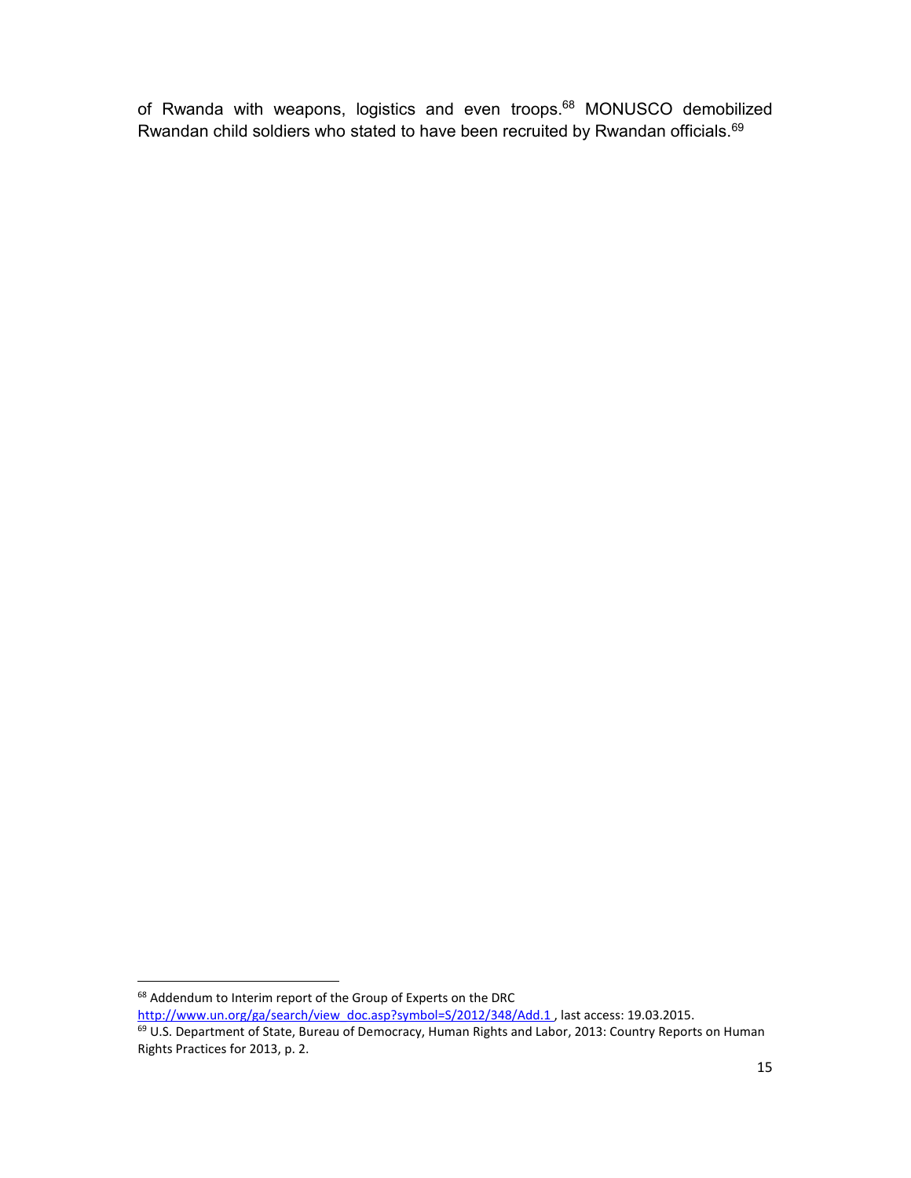of Rwanda with weapons, logistics and even troops.[68] MONUSCO demobilized Rwandan child soldiers who stated to have been recruited by Rwandan officials.[69]

---

[68] Addendum to Interim report of the Group of Experts on the DRC http://www.un.org/ga/search/view_doc.asp?symbol=S/2012/348/Add.1 , last access: 19.03.2015.

[69] U.S. Department of State, Bureau of Democracy, Human Rights and Labor, 2013: Country Reports on Human Rights Practices for 2013, p. 2.